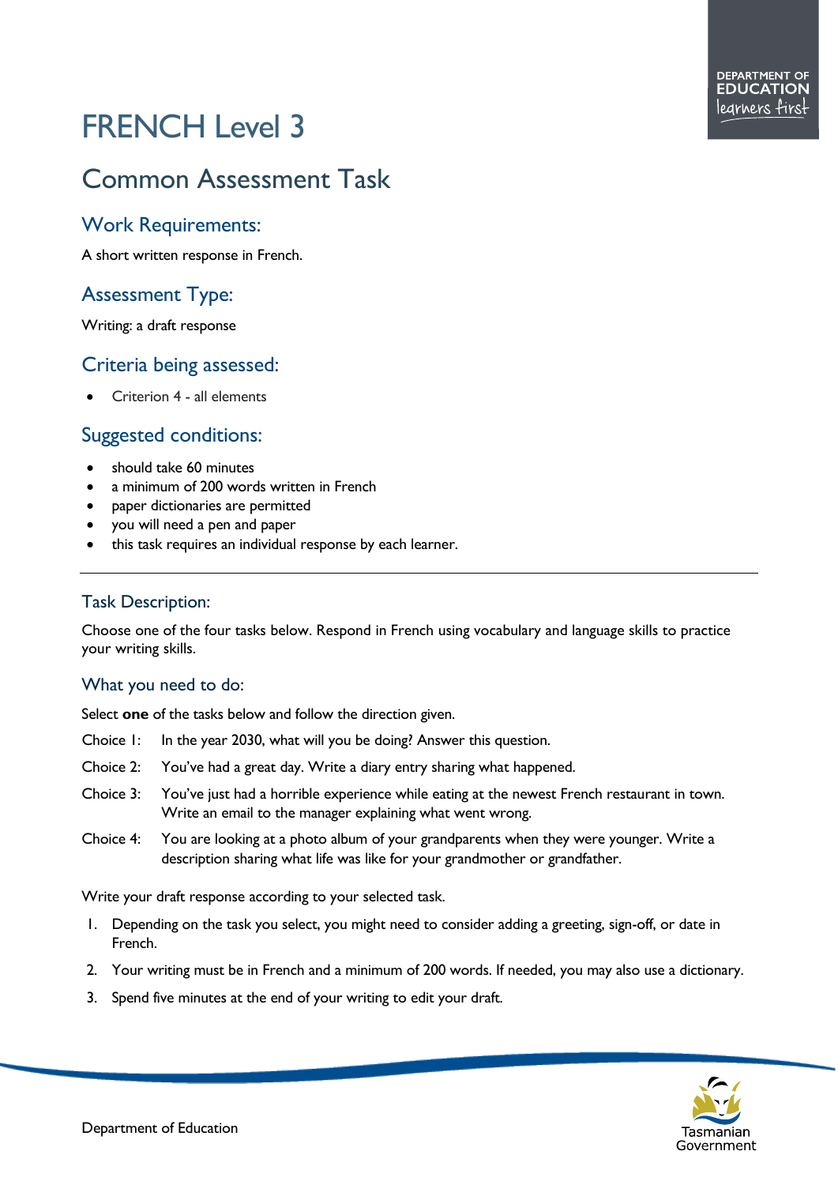# FRENCH Level 3

## Common Assessment Task

### Work Requirements:

A short written response in French.

### Assessment Type:

Writing: a draft response

### Criteria being assessed:

- Criterion 4 - all elements

### Suggested conditions:

- should take 60 minutes
- a minimum of 200 words written in French
- paper dictionaries are permitted
- you will need a pen and paper
- this task requires an individual response by each learner.

---

### Task Description:

Choose one of the four tasks below. Respond in French using vocabulary and language skills to practice your writing skills.

### What you need to do:

Select **one** of the tasks below and follow the direction given.

Choice 1: In the year 2030, what will you be doing? Answer this question.

Choice 2: You've had a great day. Write a diary entry sharing what happened.

Choice 3: You've just had a horrible experience while eating at the newest French restaurant in town. Write an email to the manager explaining what went wrong.

Choice 4: You are looking at a photo album of your grandparents when they were younger. Write a description sharing what life was like for your grandmother or grandfather.

Write your draft response according to your selected task.

1. Depending on the task you select, you might need to consider adding a greeting, sign-off, or date in French.
2. Your writing must be in French and a minimum of 200 words. If needed, you may also use a dictionary.
3. Spend five minutes at the end of your writing to edit your draft.

Department of Education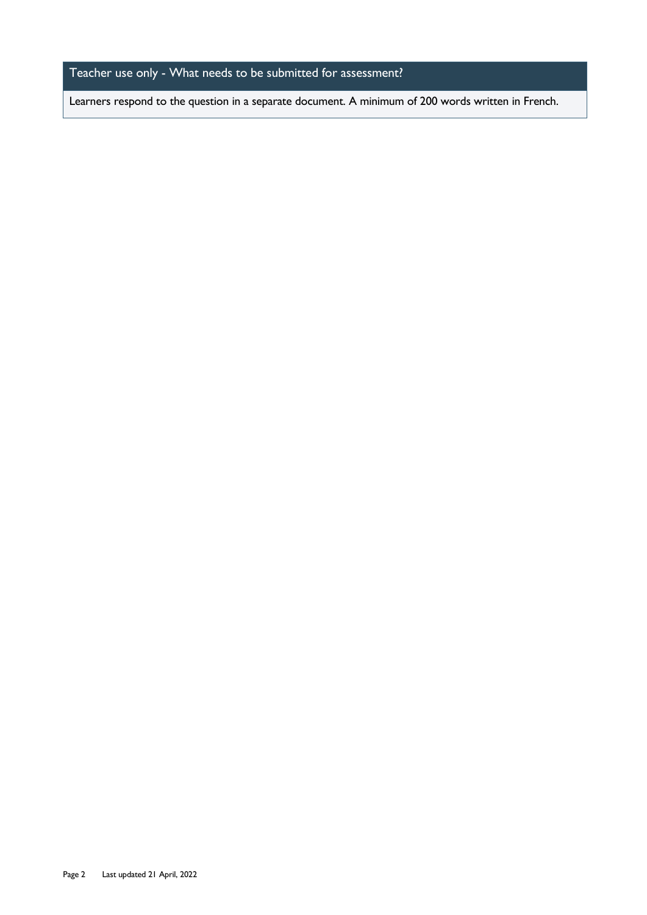| Teacher use only - What needs to be submitted for assessment? |
| --- |
| Learners respond to the question in a separate document. A minimum of 200 words written in French. |